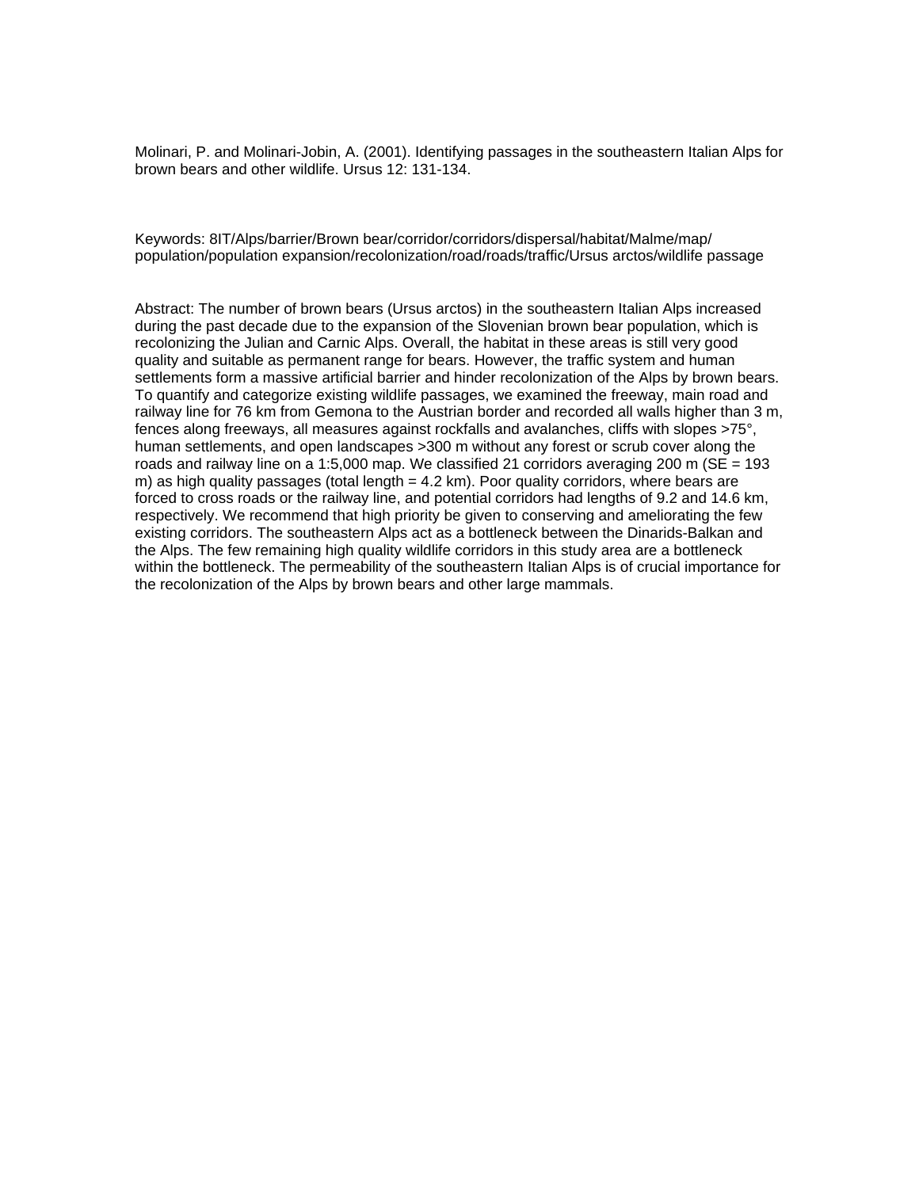Molinari, P. and Molinari-Jobin, A. (2001). Identifying passages in the southeastern Italian Alps for brown bears and other wildlife. Ursus 12: 131-134.

Keywords: 8IT/Alps/barrier/Brown bear/corridor/corridors/dispersal/habitat/Malme/map/population/population expansion/recolonization/road/roads/traffic/Ursus arctos/wildlife passage

Abstract: The number of brown bears (Ursus arctos) in the southeastern Italian Alps increased during the past decade due to the expansion of the Slovenian brown bear population, which is recolonizing the Julian and Carnic Alps. Overall, the habitat in these areas is still very good quality and suitable as permanent range for bears. However, the traffic system and human settlements form a massive artificial barrier and hinder recolonization of the Alps by brown bears. To quantify and categorize existing wildlife passages, we examined the freeway, main road and railway line for 76 km from Gemona to the Austrian border and recorded all walls higher than 3 m, fences along freeways, all measures against rockfalls and avalanches, cliffs with slopes >75°, human settlements, and open landscapes >300 m without any forest or scrub cover along the roads and railway line on a 1:5,000 map. We classified 21 corridors averaging 200 m (SE = 193 m) as high quality passages (total length = 4.2 km). Poor quality corridors, where bears are forced to cross roads or the railway line, and potential corridors had lengths of 9.2 and 14.6 km, respectively. We recommend that high priority be given to conserving and ameliorating the few existing corridors. The southeastern Alps act as a bottleneck between the Dinarids-Balkan and the Alps. The few remaining high quality wildlife corridors in this study area are a bottleneck within the bottleneck. The permeability of the southeastern Italian Alps is of crucial importance for the recolonization of the Alps by brown bears and other large mammals.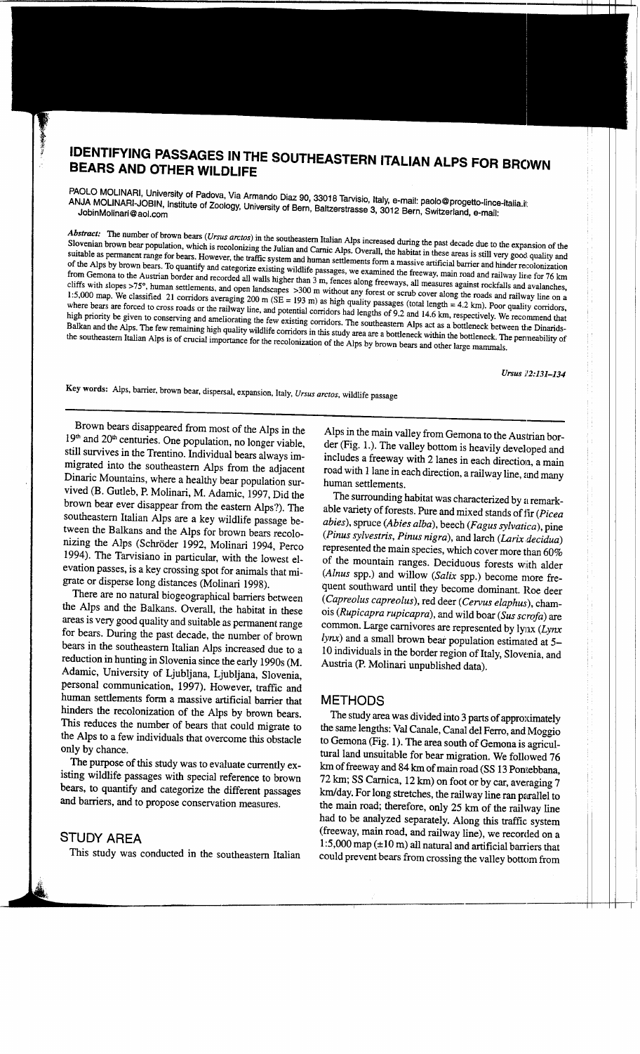# IDENTIFYING PASSAGES IN THE SOUTHEASTERN ITALIAN ALPS FOR BROWN BEARS AND OTHER WILDLIFE

PAOLO MOLINARI, University of Padova, Via Armando Diaz 90, 33018 Tarvisio, Italy, e-mail: paolo@progetto-lince-italia.it
ANJA MOLINARI-JOBIN, Institute of Zoology, University of Bern, Baltzerstrasse 3, 3012 Bern, Switzerland, e-mail: JobinMolinari@aol.com

*Abstract:* The number of brown bears (*Ursus arctos*) in the southeastern Italian Alps increased during the past decade due to the expansion of the Slovenian brown bear population, which is recolonizing the Julian and Carnic Alps. Overall, the habitat in these areas is still very good quality and suitable as permanent range for bears. However, the traffic system and human settlements form a massive artificial barrier and hinder recolonization of the Alps by brown bears. To quantify and categorize existing wildlife passages, we examined the freeway, main road and railway line for 76 km from Gemona to the Austrian border and recorded all walls higher than 3 m, fences along freeways, all measures against rockfalls and avalanches, cliffs with slopes >75°, human settlements, and open landscapes >300 m without any forest or scrub cover along the roads and railway line on a 1:5,000 map. We classified 21 corridors averaging 200 m (SE = 193 m) as high quality passages (total length = 4.2 km). Poor quality corridors, where bears are forced to cross roads or the railway line, and potential corridors had lengths of 9.2 and 14.6 km, respectively. We recommend that high priority be given to conserving and ameliorating the few existing corridors. The southeastern Alps act as a bottleneck between the Dinarids-Balkan and the Alps. The few remaining high quality wildlife corridors in this study area are a bottleneck within the bottleneck. The permeability of the southeastern Italian Alps is of crucial importance for the recolonization of the Alps by brown bears and other large mammals.

Key words: Alps, barrier, brown bear, dispersal, expansion, Italy, *Ursus arctos*, wildlife passage

Brown bears disappeared from most of the Alps in the 19th and 20th centuries. One population, no longer viable, still survives in the Trentino. Individual bears always immigrated into the southeastern Alps from the adjacent Dinaric Mountains, where a healthy bear population survived (B. Gutleb, P. Molinari, M. Adamic, 1997, Did the brown bear ever disappear from the eastern Alps?). The southeastern Italian Alps are a key wildlife passage between the Balkans and the Alps for brown bears recolonizing the Alps (Schröder 1992, Molinari 1994, Perco 1994). The Tarvisiano in particular, with the lowest elevation passes, is a key crossing spot for animals that migrate or disperse long distances (Molinari 1998).

There are no natural biogeographical barriers between the Alps and the Balkans. Overall, the habitat in these areas is very good quality and suitable as permanent range for bears. During the past decade, the number of brown bears in the southeastern Italian Alps increased due to a reduction in hunting in Slovenia since the early 1990s (M. Adamic, University of Ljubljana, Ljubljana, Slovenia, personal communication, 1997). However, traffic and human settlements form a massive artificial barrier that hinders the recolonization of the Alps by brown bears. This reduces the number of bears that could migrate to the Alps to a few individuals that overcome this obstacle only by chance.

The purpose of this study was to evaluate currently existing wildlife passages with special reference to brown bears, to quantify and categorize the different passages and barriers, and to propose conservation measures.

## STUDY AREA

This study was conducted in the southeastern Italian Alps in the main valley from Gemona to the Austrian border (Fig. 1.). The valley bottom is heavily developed and includes a freeway with 2 lanes in each direction, a main road with 1 lane in each direction, a railway line, and many human settlements.

The surrounding habitat was characterized by a remarkable variety of forests. Pure and mixed stands of fir (*Picea abies*), spruce (*Abies alba*), beech (*Fagus sylvatica*), pine (*Pinus sylvestris*, *Pinus nigra*), and larch (*Larix decidua*) represented the main species, which cover more than 60% of the mountain ranges. Deciduous forests with alder (*Alnus* spp.) and willow (*Salix* spp.) become more frequent southward until they become dominant. Roe deer (*Capreolus capreolus*), red deer (*Cervus elaphus*), chamois (*Rupicapra rupicapra*), and wild boar (*Sus scrofa*) are common. Large carnivores are represented by lynx (*Lynx lynx*) and a small brown bear population estimated at 5–10 individuals in the border region of Italy, Slovenia, and Austria (P. Molinari unpublished data).

## METHODS

The study area was divided into 3 parts of approximately the same lengths: Val Canale, Canal del Ferro, and Moggio to Gemona (Fig. 1). The area south of Gemona is agricultural land unsuitable for bear migration. We followed 76 km of freeway and 84 km of main road (SS 13 Pontebbana, 72 km; SS Carnica, 12 km) on foot or by car, averaging 7 km/day. For long stretches, the railway line ran parallel to the main road; therefore, only 25 km of the railway line had to be analyzed separately. Along this traffic system (freeway, main road, and railway line), we recorded on a 1:5,000 map (±10 m) all natural and artificial barriers that could prevent bears from crossing the valley bottom from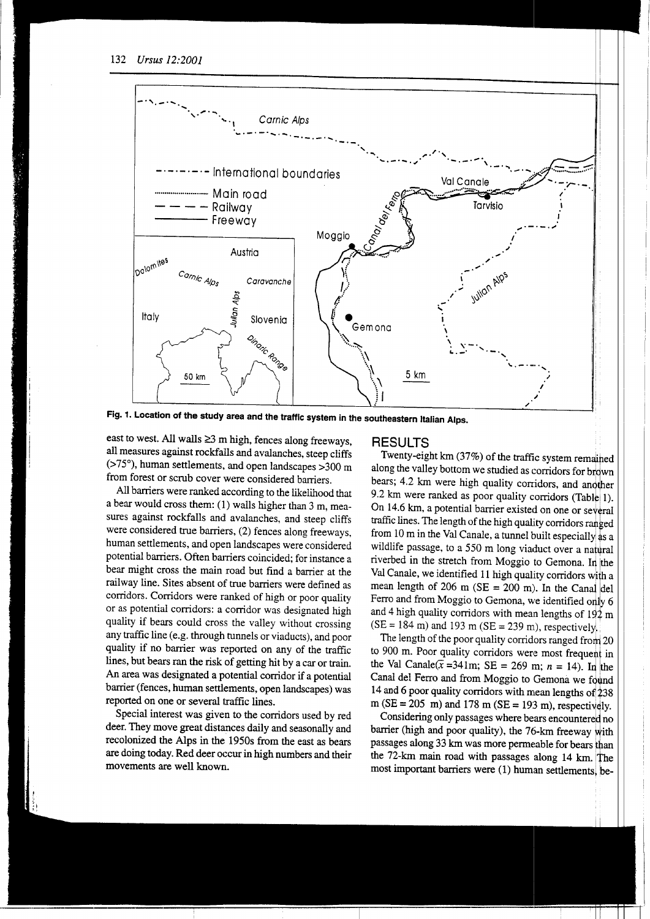Fig. 1. Location of the study area and the traffic system in the southeastern Italian Alps.

east to west. All walls ≥3 m high, fences along freeways, all measures against rockfalls and avalanches, steep cliffs (>75°), human settlements, and open landscapes >300 m from forest or scrub cover were considered barriers.

All barriers were ranked according to the likelihood that a bear would cross them: (1) walls higher than 3 m, measures against rockfalls and avalanches, and steep cliffs were considered true barriers, (2) fences along freeways, human settlements, and open landscapes were considered potential barriers. Often barriers coincided; for instance a bear might cross the main road but find a barrier at the railway line. Sites absent of true barriers were defined as corridors. Corridors were ranked of high or poor quality or as potential corridors: a corridor was designated high quality if bears could cross the valley without crossing any traffic line (e.g. through tunnels or viaducts), and poor quality if no barrier was reported on any of the traffic lines, but bears ran the risk of getting hit by a car or train. An area was designated a potential corridor if a potential barrier (fences, human settlements, open landscapes) was reported on one or several traffic lines.

Special interest was given to the corridors used by red deer. They move great distances daily and seasonally and recolonized the Alps in the 1950s from the east as bears are doing today. Red deer occur in high numbers and their movements are well known.

## RESULTS

Twenty-eight km (37%) of the traffic system remained along the valley bottom we studied as corridors for brown bears; 4.2 km were high quality corridors, and another 9.2 km were ranked as poor quality corridors (Table 1). On 14.6 km, a potential barrier existed on one or several traffic lines. The length of the high quality corridors ranged from 10 m in the Val Canale, a tunnel built especially as a wildlife passage, to a 550 m long viaduct over a natural riverbed in the stretch from Moggio to Gemona. In the Val Canale, we identified 11 high quality corridors with a mean length of 206 m (SE = 200 m). In the Canal del Ferro and from Moggio to Gemona, we identified only 6 and 4 high quality corridors with mean lengths of 192 m (SE = 184 m) and 193 m (SE = 239 m), respectively.

The length of the poor quality corridors ranged from 20 to 900 m. Poor quality corridors were most frequent in the Val Canale($\bar{x}$ =341m; SE = 269 m; $n$ = 14). In the Canal del Ferro and from Moggio to Gemona we found 14 and 6 poor quality corridors with mean lengths of 238 m (SE = 205 m) and 178 m (SE = 193 m), respectively.

Considering only passages where bears encountered no barrier (high and poor quality), the 76-km freeway with passages along 33 km was more permeable for bears than the 72-km main road with passages along 14 km. The most important barriers were (1) human settlements, be-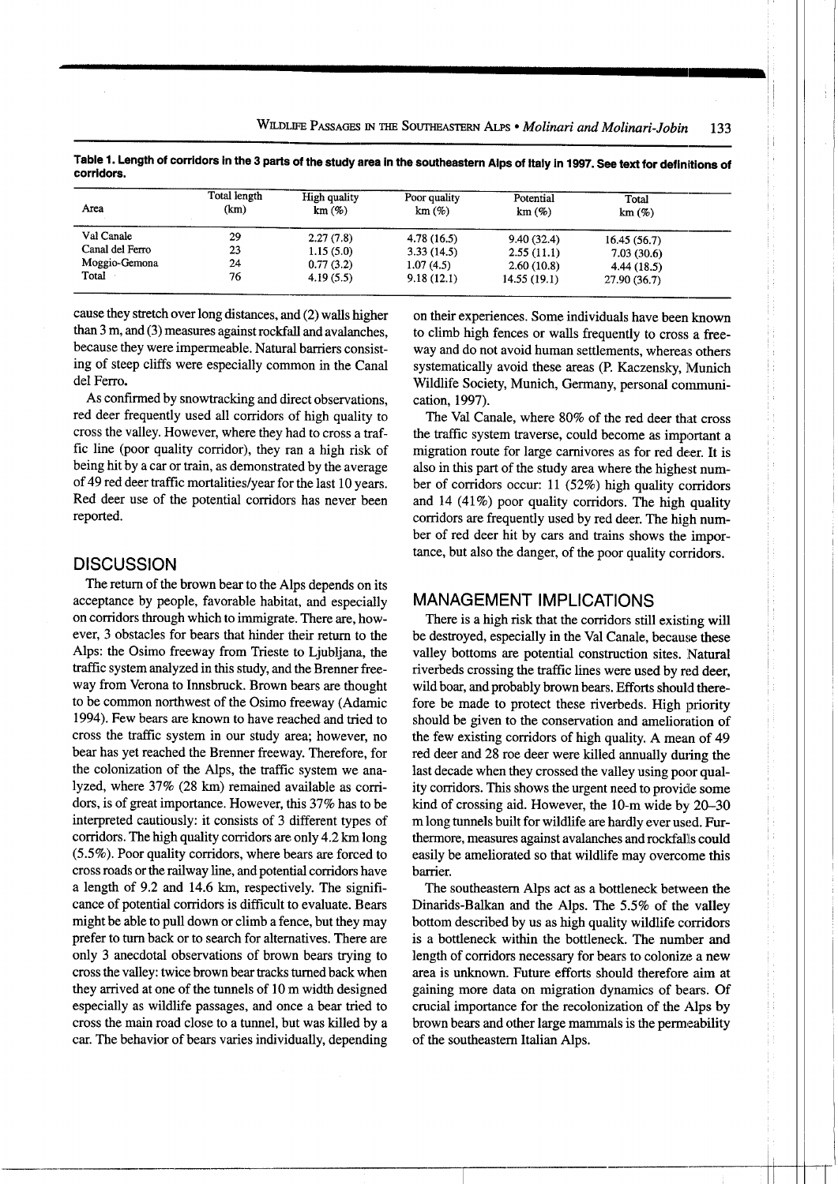**Table 1. Length of corridors in the 3 parts of the study area in the southeastern Alps of Italy in 1997. See text for definitions of corridors.**

| Area | Total length (km) | High quality km (%) | Poor quality km (%) | Potential km (%) | Total km (%) |
|---|---|---|---|---|---|
| Val Canale | 29 | 2.27 (7.8) | 4.78 (16.5) | 9.40 (32.4) | 16.45 (56.7) |
| Canal del Ferro | 23 | 1.15 (5.0) | 3.33 (14.5) | 2.55 (11.1) | 7.03 (30.6) |
| Moggio-Gemona | 24 | 0.77 (3.2) | 1.07 (4.5) | 2.60 (10.8) | 4.44 (18.5) |
| Total | 76 | 4.19 (5.5) | 9.18 (12.1) | 14.55 (19.1) | 27.90 (36.7) |

cause they stretch over long distances, and (2) walls higher than 3 m, and (3) measures against rockfall and avalanches, because they were impermeable. Natural barriers consisting of steep cliffs were especially common in the Canal del Ferro.

As confirmed by snowtracking and direct observations, red deer frequently used all corridors of high quality to cross the valley. However, where they had to cross a traffic line (poor quality corridor), they ran a high risk of being hit by a car or train, as demonstrated by the average of 49 red deer traffic mortalities/year for the last 10 years. Red deer use of the potential corridors has never been reported.

## DISCUSSION

The return of the brown bear to the Alps depends on its acceptance by people, favorable habitat, and especially on corridors through which to immigrate. There are, however, 3 obstacles for bears that hinder their return to the Alps: the Osimo freeway from Trieste to Ljubljana, the traffic system analyzed in this study, and the Brenner freeway from Verona to Innsbruck. Brown bears are thought to be common northwest of the Osimo freeway (Adamic 1994). Few bears are known to have reached and tried to cross the traffic system in our study area; however, no bear has yet reached the Brenner freeway. Therefore, for the colonization of the Alps, the traffic system we analyzed, where 37% (28 km) remained available as corridors, is of great importance. However, this 37% has to be interpreted cautiously: it consists of 3 different types of corridors. The high quality corridors are only 4.2 km long (5.5%). Poor quality corridors, where bears are forced to cross roads or the railway line, and potential corridors have a length of 9.2 and 14.6 km, respectively. The significance of potential corridors is difficult to evaluate. Bears might be able to pull down or climb a fence, but they may prefer to turn back or to search for alternatives. There are only 3 anecdotal observations of brown bears trying to cross the valley: twice brown bear tracks turned back when they arrived at one of the tunnels of 10 m width designed especially as wildlife passages, and once a bear tried to cross the main road close to a tunnel, but was killed by a car. The behavior of bears varies individually, depending on their experiences. Some individuals have been known to climb high fences or walls frequently to cross a freeway and do not avoid human settlements, whereas others systematically avoid these areas (P. Kaczensky, Munich Wildlife Society, Munich, Germany, personal communication, 1997).

The Val Canale, where 80% of the red deer that cross the traffic system traverse, could become as important a migration route for large carnivores as for red deer. It is also in this part of the study area where the highest number of corridors occur: 11 (52%) high quality corridors and 14 (41%) poor quality corridors. The high quality corridors are frequently used by red deer. The high number of red deer hit by cars and trains shows the importance, but also the danger, of the poor quality corridors.

## MANAGEMENT IMPLICATIONS

There is a high risk that the corridors still existing will be destroyed, especially in the Val Canale, because these valley bottoms are potential construction sites. Natural riverbeds crossing the traffic lines were used by red deer, wild boar, and probably brown bears. Efforts should therefore be made to protect these riverbeds. High priority should be given to the conservation and amelioration of the few existing corridors of high quality. A mean of 49 red deer and 28 roe deer were killed annually during the last decade when they crossed the valley using poor quality corridors. This shows the urgent need to provide some kind of crossing aid. However, the 10-m wide by 20–30 m long tunnels built for wildlife are hardly ever used. Furthermore, measures against avalanches and rockfalls could easily be ameliorated so that wildlife may overcome this barrier.

The southeastern Alps act as a bottleneck between the Dinarids-Balkan and the Alps. The 5.5% of the valley bottom described by us as high quality wildlife corridors is a bottleneck within the bottleneck. The number and length of corridors necessary for bears to colonize a new area is unknown. Future efforts should therefore aim at gaining more data on migration dynamics of bears. Of crucial importance for the recolonization of the Alps by brown bears and other large mammals is the permeability of the southeastern Italian Alps.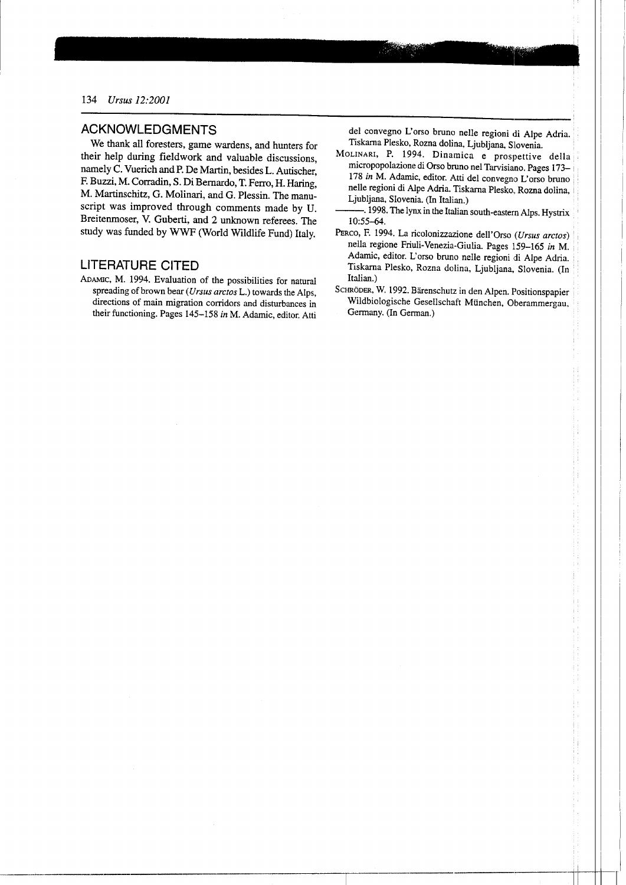## ACKNOWLEDGMENTS

We thank all foresters, game wardens, and hunters for their help during fieldwork and valuable discussions, namely C. Vuerich and P. De Martin, besides L. Autischer, F. Buzzi, M. Corradin, S. Di Bernardo, T. Ferro, H. Haring, M. Martinschitz, G. Molinari, and G. Plessin. The manuscript was improved through comments made by U. Breitenmoser, V. Guberti, and 2 unknown referees. The study was funded by WWF (World Wildlife Fund) Italy.

## LITERATURE CITED

ADAMIC, M. 1994. Evaluation of the possibilities for natural spreading of brown bear (*Ursus arctos* L.) towards the Alps, directions of main migration corridors and disturbances in their functioning. Pages 145–158 *in* M. Adamic, editor. Atti del convegno L'orso bruno nelle regioni di Alpe Adria. Tiskarna Plesko, Rozna dolina, Ljubljana, Slovenia.

MOLINARI, P. 1994. Dinamica e prospettive della micropopolazione di Orso bruno nel Tarvisiano. Pages 173–178 *in* M. Adamic, editor. Atti del convegno L'orso bruno nelle regioni di Alpe Adria. Tiskarna Plesko, Rozna dolina, Ljubljana, Slovenia. (In Italian.)

———. 1998. The lynx in the Italian south-eastern Alps. Hystrix 10:55–64.

PERCO, F. 1994. La ricolonizzazione dell'Orso (*Ursus arctos*) nella regione Friuli-Venezia-Giulia. Pages 159–165 *in* M. Adamic, editor. L'orso bruno nelle regioni di Alpe Adria. Tiskarna Plesko, Rozna dolina, Ljubljana, Slovenia. (In Italian.)

SCHRÖDER, W. 1992. Bärenschutz in den Alpen. Positionspapier Wildbiologische Gesellschaft München, Oberammergau, Germany. (In German.)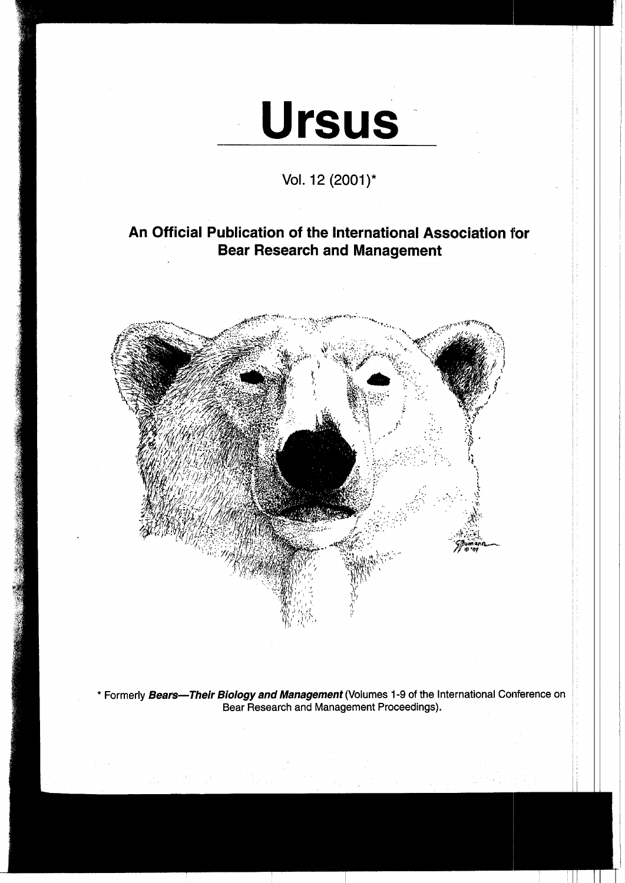# Ursus

Vol. 12 (2001)*

**An Official Publication of the International Association for Bear Research and Management**

\* Formerly ***Bears—Their Biology and Management*** (Volumes 1-9 of the International Conference on Bear Research and Management Proceedings).